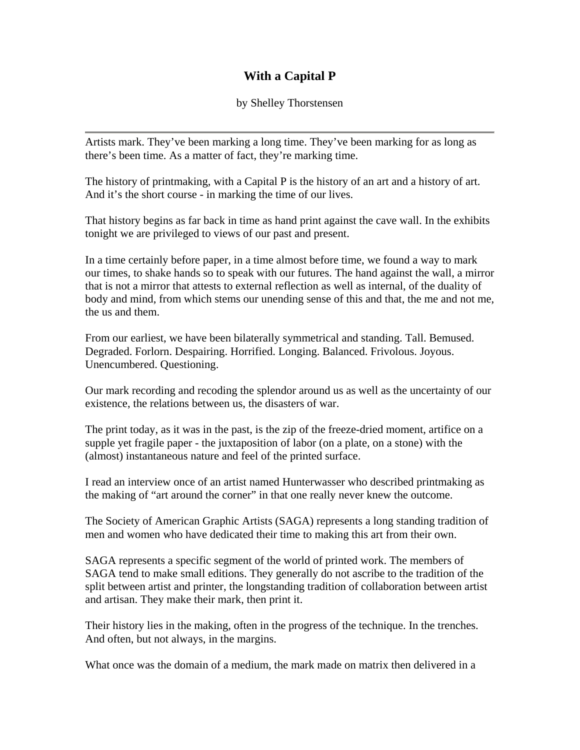# With a Capital P

by Shelley Thorstensen

---

Artists mark. They've been marking a long time. They've been marking for as long as there's been time. As a matter of fact, they're marking time.

The history of printmaking, with a Capital P is the history of an art and a history of art. And it's the short course - in marking the time of our lives.

That history begins as far back in time as hand print against the cave wall. In the exhibits tonight we are privileged to views of our past and present.

In a time certainly before paper, in a time almost before time, we found a way to mark our times, to shake hands so to speak with our futures. The hand against the wall, a mirror that is not a mirror that attests to external reflection as well as internal, of the duality of body and mind, from which stems our unending sense of this and that, the me and not me, the us and them.

From our earliest, we have been bilaterally symmetrical and standing. Tall. Bemused. Degraded. Forlorn. Despairing. Horrified. Longing. Balanced. Frivolous. Joyous. Unencumbered. Questioning.

Our mark recording and recoding the splendor around us as well as the uncertainty of our existence, the relations between us, the disasters of war.

The print today, as it was in the past, is the zip of the freeze-dried moment, artifice on a supple yet fragile paper - the juxtaposition of labor (on a plate, on a stone) with the (almost) instantaneous nature and feel of the printed surface.

I read an interview once of an artist named Hunterwasser who described printmaking as the making of "art around the corner" in that one really never knew the outcome.

The Society of American Graphic Artists (SAGA) represents a long standing tradition of men and women who have dedicated their time to making this art from their own.

SAGA represents a specific segment of the world of printed work. The members of SAGA tend to make small editions. They generally do not ascribe to the tradition of the split between artist and printer, the longstanding tradition of collaboration between artist and artisan. They make their mark, then print it.

Their history lies in the making, often in the progress of the technique. In the trenches. And often, but not always, in the margins.

What once was the domain of a medium, the mark made on matrix then delivered in a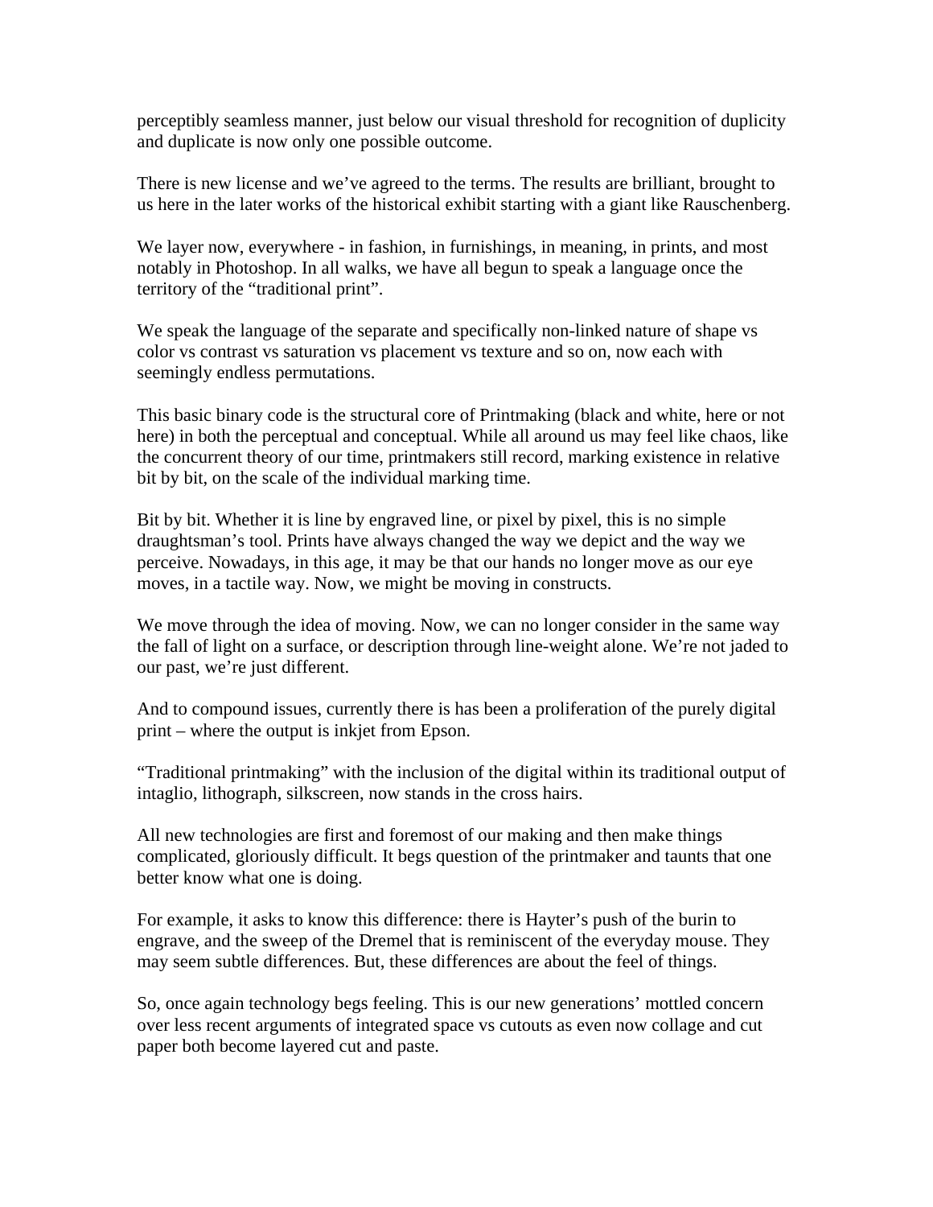perceptibly seamless manner, just below our visual threshold for recognition of duplicity and duplicate is now only one possible outcome.

There is new license and we've agreed to the terms. The results are brilliant, brought to us here in the later works of the historical exhibit starting with a giant like Rauschenberg.

We layer now, everywhere - in fashion, in furnishings, in meaning, in prints, and most notably in Photoshop. In all walks, we have all begun to speak a language once the territory of the "traditional print".

We speak the language of the separate and specifically non-linked nature of shape vs color vs contrast vs saturation vs placement vs texture and so on, now each with seemingly endless permutations.

This basic binary code is the structural core of Printmaking (black and white, here or not here) in both the perceptual and conceptual. While all around us may feel like chaos, like the concurrent theory of our time, printmakers still record, marking existence in relative bit by bit, on the scale of the individual marking time.

Bit by bit. Whether it is line by engraved line, or pixel by pixel, this is no simple draughtsman's tool. Prints have always changed the way we depict and the way we perceive. Nowadays, in this age, it may be that our hands no longer move as our eye moves, in a tactile way. Now, we might be moving in constructs.

We move through the idea of moving. Now, we can no longer consider in the same way the fall of light on a surface, or description through line-weight alone. We're not jaded to our past, we're just different.

And to compound issues, currently there is has been a proliferation of the purely digital print – where the output is inkjet from Epson.

"Traditional printmaking" with the inclusion of the digital within its traditional output of intaglio, lithograph, silkscreen, now stands in the cross hairs.

All new technologies are first and foremost of our making and then make things complicated, gloriously difficult. It begs question of the printmaker and taunts that one better know what one is doing.

For example, it asks to know this difference: there is Hayter's push of the burin to engrave, and the sweep of the Dremel that is reminiscent of the everyday mouse. They may seem subtle differences. But, these differences are about the feel of things.

So, once again technology begs feeling. This is our new generations' mottled concern over less recent arguments of integrated space vs cutouts as even now collage and cut paper both become layered cut and paste.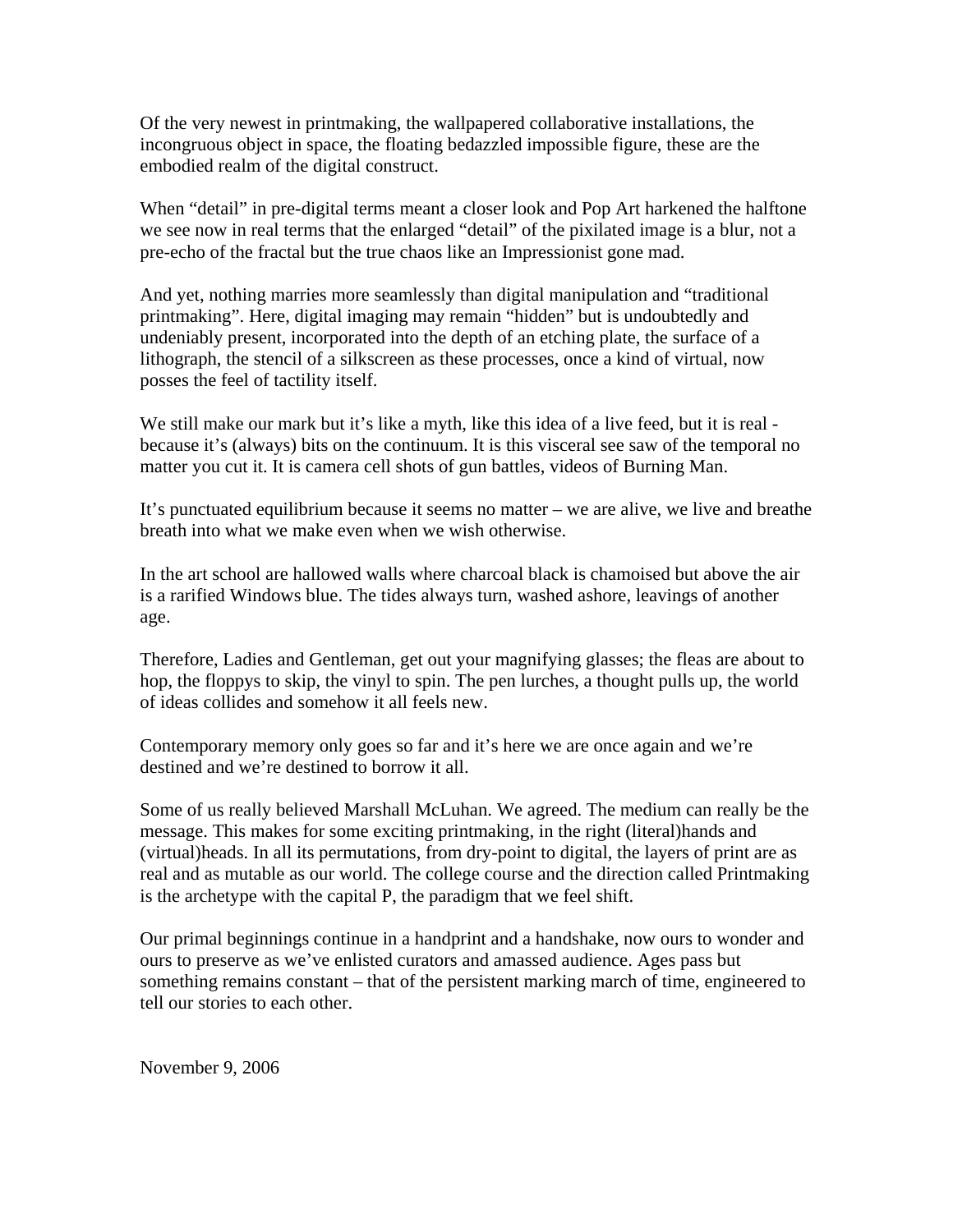Of the very newest in printmaking, the wallpapered collaborative installations, the incongruous object in space, the floating bedazzled impossible figure, these are the embodied realm of the digital construct.

When "detail" in pre-digital terms meant a closer look and Pop Art harkened the halftone we see now in real terms that the enlarged "detail" of the pixilated image is a blur, not a pre-echo of the fractal but the true chaos like an Impressionist gone mad.

And yet, nothing marries more seamlessly than digital manipulation and "traditional printmaking". Here, digital imaging may remain "hidden" but is undoubtedly and undeniably present, incorporated into the depth of an etching plate, the surface of a lithograph, the stencil of a silkscreen as these processes, once a kind of virtual, now posses the feel of tactility itself.

We still make our mark but it's like a myth, like this idea of a live feed, but it is real - because it's (always) bits on the continuum. It is this visceral see saw of the temporal no matter you cut it. It is camera cell shots of gun battles, videos of Burning Man.

It's punctuated equilibrium because it seems no matter – we are alive, we live and breathe breath into what we make even when we wish otherwise.

In the art school are hallowed walls where charcoal black is chamoised but above the air is a rarified Windows blue. The tides always turn, washed ashore, leavings of another age.

Therefore, Ladies and Gentleman, get out your magnifying glasses; the fleas are about to hop, the floppys to skip, the vinyl to spin. The pen lurches, a thought pulls up, the world of ideas collides and somehow it all feels new.

Contemporary memory only goes so far and it's here we are once again and we're destined and we're destined to borrow it all.

Some of us really believed Marshall McLuhan. We agreed. The medium can really be the message. This makes for some exciting printmaking, in the right (literal)hands and (virtual)heads. In all its permutations, from dry-point to digital, the layers of print are as real and as mutable as our world. The college course and the direction called Printmaking is the archetype with the capital P, the paradigm that we feel shift.

Our primal beginnings continue in a handprint and a handshake, now ours to wonder and ours to preserve as we've enlisted curators and amassed audience. Ages pass but something remains constant – that of the persistent marking march of time, engineered to tell our stories to each other.

November 9, 2006